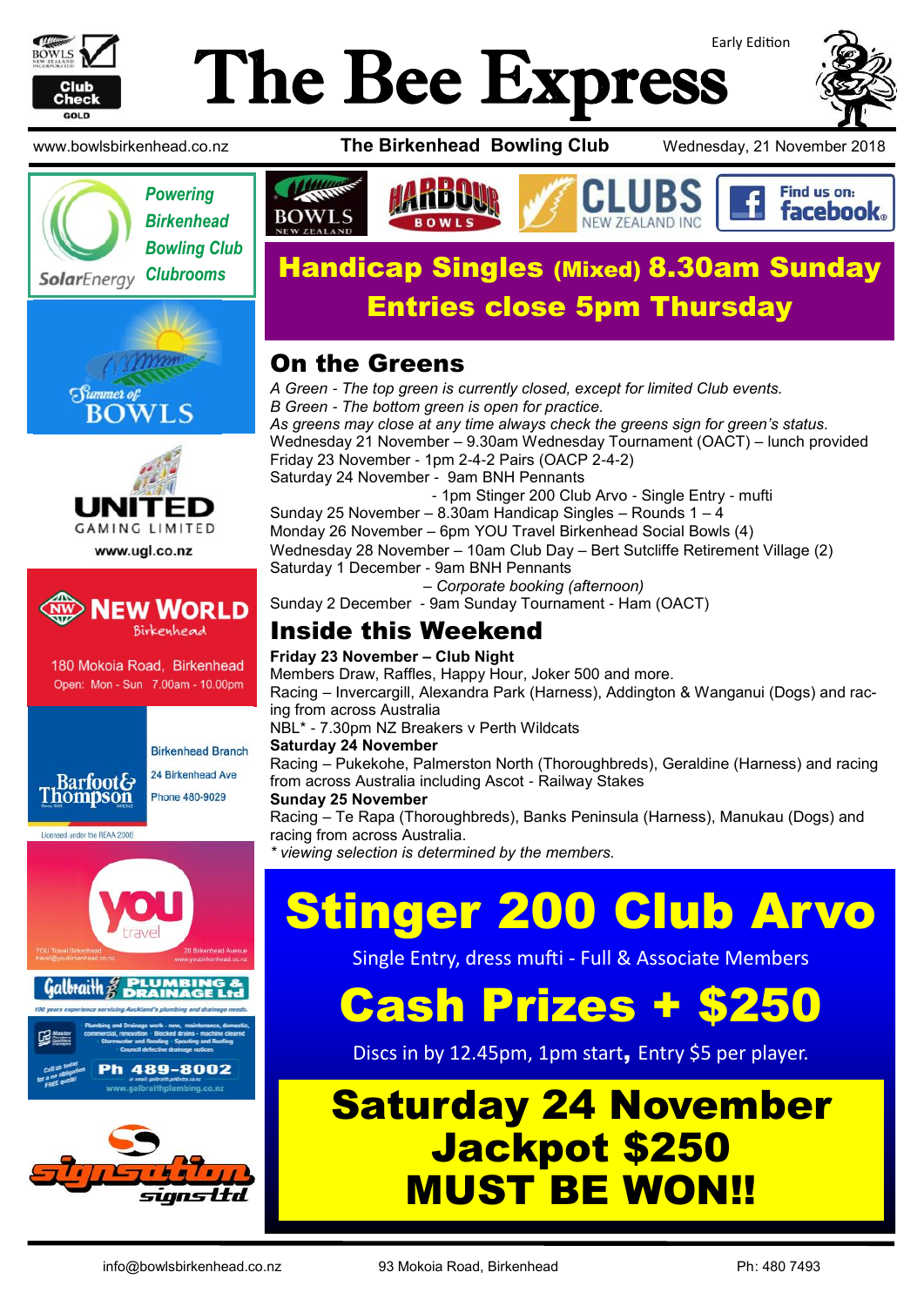Early Edition

# The Bee Express

www.bowlsbirkenhead.co.nz **The Birkenhead Bowling Club** Wednesday, 21 November 2018

Powering Birkenhead Bowling Club Clubrooms — SolarEnergy

## Handicap Singles (Mixed) 8.30am Sunday
## Entries close 5pm Thursday

## On the Greens

*A Green - The top green is currently closed, except for limited Club events.*
*B Green - The bottom green is open for practice.*
*As greens may close at any time always check the greens sign for green's status.*

Wednesday 21 November – 9.30am Wednesday Tournament (OACT) – lunch provided
Friday 23 November - 1pm 2-4-2 Pairs (OACP 2-4-2)
Saturday 24 November - 9am BNH Pennants
- 1pm Stinger 200 Club Arvo - Single Entry - mufti

Sunday 25 November – 8.30am Handicap Singles – Rounds 1 – 4
Monday 26 November – 6pm YOU Travel Birkenhead Social Bowls (4)
Wednesday 28 November – 10am Club Day – Bert Sutcliffe Retirement Village (2)
Saturday 1 December - 9am BNH Pennants
– *Corporate booking (afternoon)*

Sunday 2 December - 9am Sunday Tournament - Ham (OACT)

## Inside this Weekend

**Friday 23 November – Club Night**
Members Draw, Raffles, Happy Hour, Joker 500 and more.
Racing – Invercargill, Alexandra Park (Harness), Addington & Wanganui (Dogs) and racing from across Australia
NBL* - 7.30pm NZ Breakers v Perth Wildcats

**Saturday 24 November**
Racing – Pukekohe, Palmerston North (Thoroughbreds), Geraldine (Harness) and racing from across Australia including Ascot - Railway Stakes

**Sunday 25 November**
Racing – Te Rapa (Thoroughbreds), Banks Peninsula (Harness), Manukau (Dogs) and racing from across Australia.
*\* viewing selection is determined by the members.*

# Stinger 200 Club Arvo

Single Entry, dress mufti - Full & Associate Members

## Cash Prizes + $250

Discs in by 12.45pm, 1pm start, Entry $5 per player.

## Saturday 24 November
## Jackpot $250
## MUST BE WON!!

New World Birkenhead — 180 Mokoia Road, Birkenhead. Open: Mon - Sun 7.00am - 10.00pm

United Gaming Limited — www.ugl.co.nz

Barfoot & Thompson — Birkenhead Branch, 24 Birkenhead Ave, Phone 480-9029. Licensed under the REAA 2008

YOU Travel Birkenhead — travel@youbirkenhead.co.nz — 20 Birkenhead Avenue — www.youbirkenhead.co.nz

Galbraith Plumbing & Drainage Ltd — 100 years experience servicing Auckland's plumbing and drainage needs. Ph 489-8002 — www.galbraithplumbing.co.nz

Signsation Signs Ltd

info@bowlsbirkenhead.co.nz 93 Mokoia Road, Birkenhead Ph: 480 7493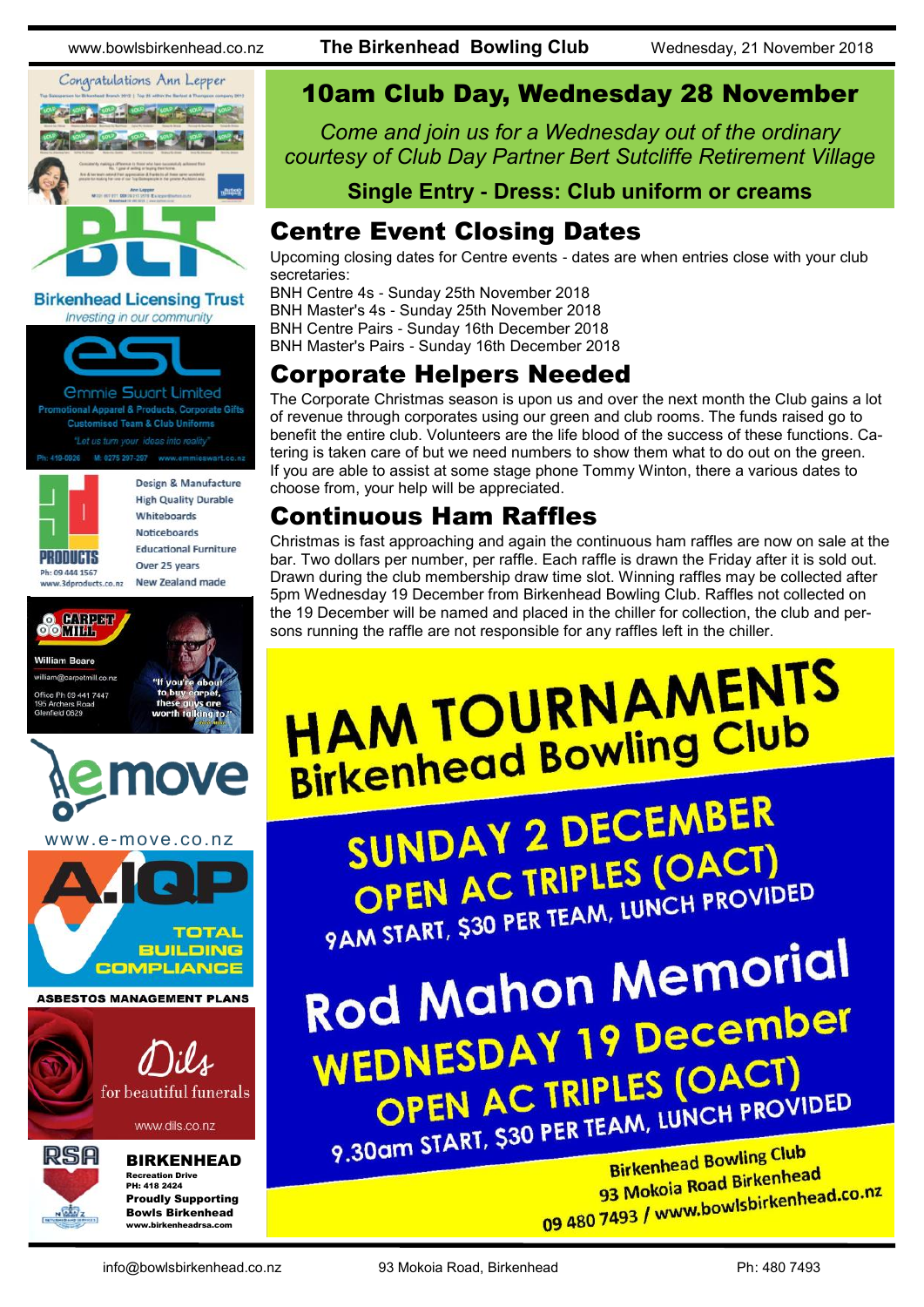## 10am Club Day, Wednesday 28 November

*Come and join us for a Wednesday out of the ordinary courtesy of Club Day Partner Bert Sutcliffe Retirement Village*

**Single Entry - Dress: Club uniform or creams**

## Centre Event Closing Dates

Upcoming closing dates for Centre events - dates are when entries close with your club secretaries:

BNH Centre 4s - Sunday 25th November 2018
BNH Master's 4s - Sunday 25th November 2018
BNH Centre Pairs - Sunday 16th December 2018
BNH Master's Pairs - Sunday 16th December 2018

## Corporate Helpers Needed

The Corporate Christmas season is upon us and over the next month the Club gains a lot of revenue through corporates using our green and club rooms. The funds raised go to benefit the entire club. Volunteers are the life blood of the success of these functions. Catering is taken care of but we need numbers to show them what to do out on the green. If you are able to assist at some stage phone Tommy Winton, there a various dates to choose from, your help will be appreciated.

## Continuous Ham Raffles

Christmas is fast approaching and again the continuous ham raffles are now on sale at the bar. Two dollars per number, per raffle. Each raffle is drawn the Friday after it is sold out. Drawn during the club membership draw time slot. Winning raffles may be collected after 5pm Wednesday 19 December from Birkenhead Bowling Club. Raffles not collected on the 19 December will be named and placed in the chiller for collection, the club and persons running the raffle are not responsible for any raffles left in the chiller.

# HAM TOURNAMENTS
## Birkenhead Bowling Club

**SUNDAY 2 DECEMBER**
**OPEN AC TRIPLES (OACT)**
9AM START, $30 PER TEAM, LUNCH PROVIDED

**Rod Mahon Memorial**
**WEDNESDAY 19 December**
**OPEN AC TRIPLES (OACT)**
9.30am START, $30 PER TEAM, LUNCH PROVIDED

Birkenhead Bowling Club
93 Mokoia Road Birkenhead
09 480 7493 / www.bowlsbirkenhead.co.nz

---

Congratulations Ann Lepper

Birkenhead Licensing Trust
*Investing in our community*

Emmie Swart Limited
Promotional Apparel & Products, Corporate Gifts
Customised Team & Club Uniforms
*"Let us turn your ideas into reality"*
Ph: 410-0026 M: 0275 297-297 www.emmieswart.co.nz

3D PRODUCTS
Ph: 09 444 1567
www.3dproducts.co.nz
Design & Manufacture
High Quality Durable
Whiteboards
Noticeboards
Educational Furniture
Over 25 years
New Zealand made

CARPET MILL
William Beare
william@carpetmill.co.nz
Office Ph 09 441 7447
195 Archers Road
Glenfield 0629
"If you're about to buy carpet, these guys are worth talking to!"

emove
www.e-move.co.nz

A.IQP
TOTAL BUILDING COMPLIANCE
ASBESTOS MANAGEMENT PLANS

Dils
for beautiful funerals
www.dils.co.nz

RSA
BIRKENHEAD
Recreation Drive
PH: 418 2424
Proudly Supporting Bowls Birkenhead
www.birkenheadrsa.com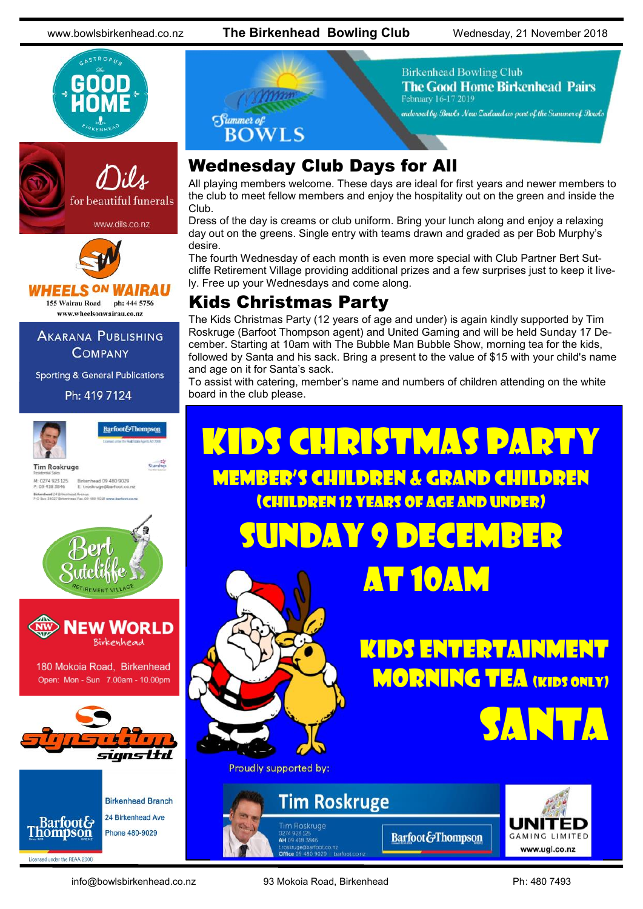Birkenhead Bowling Club
**The Good Home Birkenhead Pairs**
February 16-17 2019
*endorsed by Bowls New Zealand as part of the Summer of Bowls*

## Wednesday Club Days for All

All playing members welcome. These days are ideal for first years and newer members to the club to meet fellow members and enjoy the hospitality out on the green and inside the Club.

Dress of the day is creams or club uniform. Bring your lunch along and enjoy a relaxing day out on the greens. Single entry with teams drawn and graded as per Bob Murphy's desire.

The fourth Wednesday of each month is even more special with Club Partner Bert Sutcliffe Retirement Village providing additional prizes and a few surprises just to keep it lively. Free up your Wednesdays and come along.

## Kids Christmas Party

The Kids Christmas Party (12 years of age and under) is again kindly supported by Tim Roskruge (Barfoot Thompson agent) and United Gaming and will be held Sunday 17 December. Starting at 10am with The Bubble Man Bubble Show, morning tea for the kids, followed by Santa and his sack. Bring a present to the value of $15 with your child's name and age on it for Santa's sack.

To assist with catering, member's name and numbers of children attending on the white board in the club please.

# KIDS CHRISTMAS PARTY

**MEMBER'S CHILDREN & GRAND CHILDREN**

**(CHILDREN 12 YEARS OF AGE AND UNDER)**

**SUNDAY 9 DECEMBER AT 10AM**

**KIDS ENTERTAINMENT**

**MORNING TEA (KIDS ONLY)**

**SANTA**

Proudly supported by:

Tim Roskruge — Barfoot&Thompson — United Gaming Limited www.ugl.co.nz

---

**GASTROPUB The GOOD HOME BIRKENHEAD**

**Dils** for beautiful funerals — www.dils.co.nz

**WHEELS ON WAIRAU** — 155 Wairau Road ph: 444 5756 — www.wheelsonwairau.co.nz

**AKARANA PUBLISHING COMPANY** — Sporting & General Publications — Ph: 419 7124

**Tim Roskruge** — Barfoot&Thompson — M: 0274 923 125 P: 09 418 3846 Birkenhead 09 480 9029 E: troskruge@barfoot.co.nz

**Bert Sutcliffe Retirement Village**

**NEW WORLD Birkenhead** — 180 Mokoia Road, Birkenhead — Open: Mon - Sun 7.00am - 10.00pm

**signsation signs ltd**

**Barfoot & Thompson** — Birkenhead Branch — 24 Birkenhead Ave — Phone 480-9029 — Licensed under the REAA 2008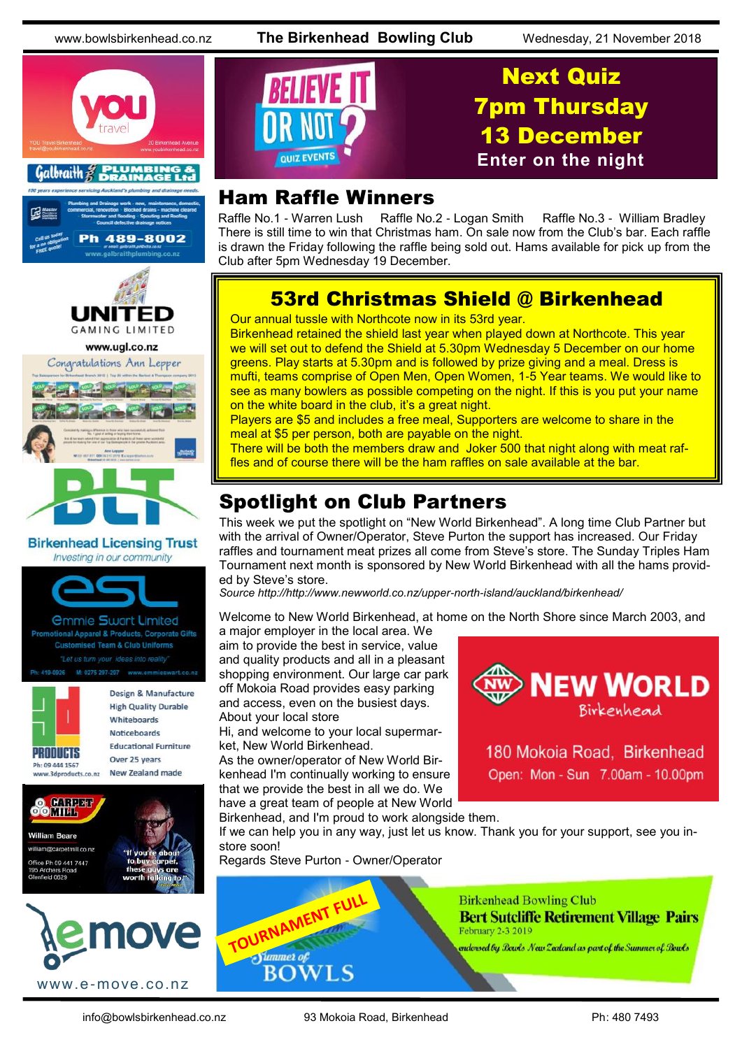## Next Quiz

**7pm Thursday 13 December**

**Enter on the night**

## Ham Raffle Winners

Raffle No.1 - Warren Lush Raffle No.2 - Logan Smith Raffle No.3 - William Bradley

There is still time to win that Christmas ham. On sale now from the Club's bar. Each raffle is drawn the Friday following the raffle being sold out. Hams available for pick up from the Club after 5pm Wednesday 19 December.

## 53rd Christmas Shield @ Birkenhead

Our annual tussle with Northcote now in its 53rd year.

Birkenhead retained the shield last year when played down at Northcote. This year we will set out to defend the Shield at 5.30pm Wednesday 5 December on our home greens. Play starts at 5.30pm and is followed by prize giving and a meal. Dress is mufti, teams comprise of Open Men, Open Women, 1-5 Year teams. We would like to see as many bowlers as possible competing on the night. If this is you put your name on the white board in the club, it's a great night.

Players are $5 and includes a free meal, Supporters are welcome to share in the meal at $5 per person, both are payable on the night.

There will be both the members draw and Joker 500 that night along with meat raffles and of course there will be the ham raffles on sale available at the bar.

## Spotlight on Club Partners

This week we put the spotlight on "New World Birkenhead". A long time Club Partner but with the arrival of Owner/Operator, Steve Purton the support has increased. Our Friday raffles and tournament meat prizes all come from Steve's store. The Sunday Triples Ham Tournament next month is sponsored by New World Birkenhead with all the hams provided by Steve's store.

*Source http://http://www.newworld.co.nz/upper-north-island/auckland/birkenhead/*

Welcome to New World Birkenhead, at home on the North Shore since March 2003, and a major employer in the local area. We aim to provide the best in service, value and quality products and all in a pleasant shopping environment. Our large car park off Mokoia Road provides easy parking and access, even on the busiest days.

About your local store

Hi, and welcome to your local supermarket, New World Birkenhead.

As the owner/operator of New World Birkenhead I'm continually working to ensure that we provide the best in all we do. We have a great team of people at New World Birkenhead, and I'm proud to work alongside them.

If we can help you in any way, just let us know. Thank you for your support, see you instore soon!

Regards Steve Purton - Owner/Operator

New World Birkenhead
180 Mokoia Road, Birkenhead
Open: Mon - Sun 7.00am - 10.00pm

TOURNAMENT FULL

Birkenhead Bowling Club
**Bert Sutcliffe Retirement Village Pairs**
February 2-3 2019
*endorsed by Bowls New Zealand as part of the Summer of Bowls*